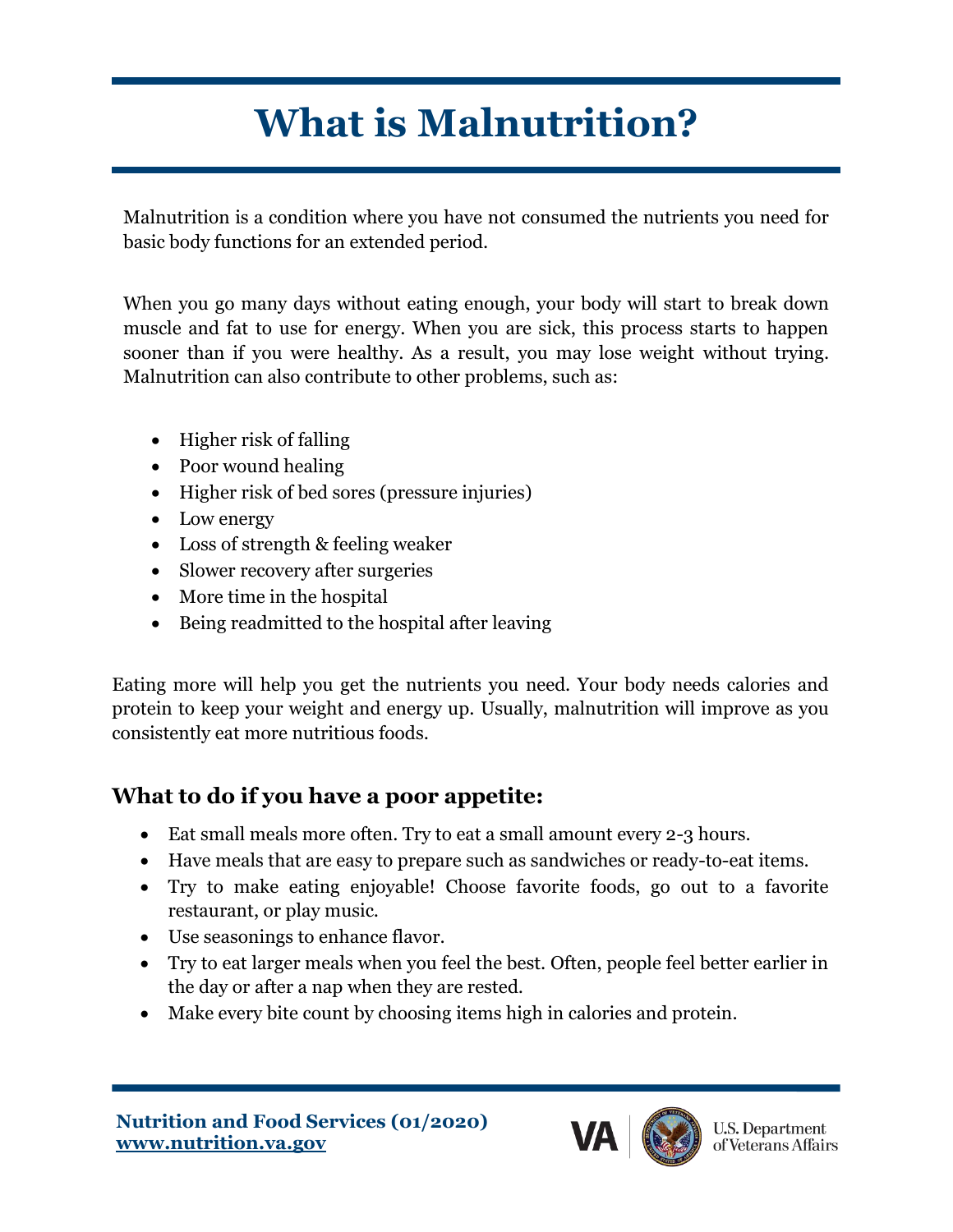# What is Malnutrition?

Malnutrition is a condition where you have not consumed the nutrients you need for basic body functions for an extended period.

When you go many days without eating enough, your body will start to break down muscle and fat to use for energy. When you are sick, this process starts to happen sooner than if you were healthy. As a result, you may lose weight without trying. Malnutrition can also contribute to other problems, such as:

- Higher risk of falling
- Poor wound healing
- Higher risk of bed sores (pressure injuries)
- Low energy
- Loss of strength & feeling weaker
- Slower recovery after surgeries
- More time in the hospital
- Being readmitted to the hospital after leaving

Eating more will help you get the nutrients you need. Your body needs calories and protein to keep your weight and energy up. Usually, malnutrition will improve as you consistently eat more nutritious foods.

## What to do if you have a poor appetite:

- Eat small meals more often. Try to eat a small amount every 2-3 hours.
- Have meals that are easy to prepare such as sandwiches or ready-to-eat items.
- Try to make eating enjoyable! Choose favorite foods, go out to a favorite restaurant, or play music.
- Use seasonings to enhance flavor.
- Try to eat larger meals when you feel the best. Often, people feel better earlier in the day or after a nap when they are rested.
- Make every bite count by choosing items high in calories and protein.

**Nutrition and Food Services (01/2020)**
**www.nutrition.va.gov**

U.S. Department of Veterans Affairs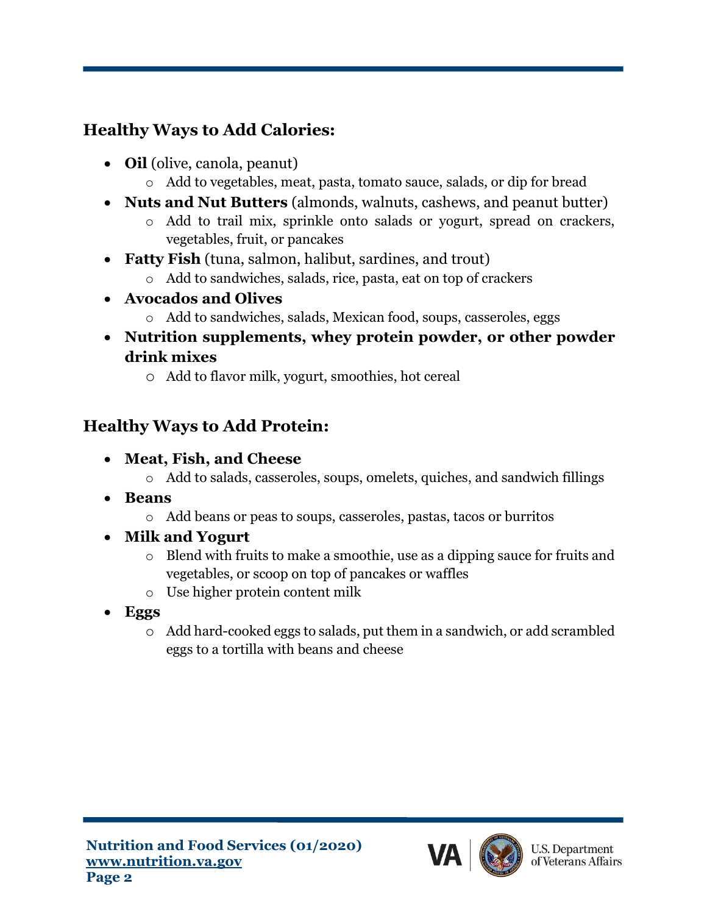## Healthy Ways to Add Calories:

- **Oil** (olive, canola, peanut)
    - Add to vegetables, meat, pasta, tomato sauce, salads, or dip for bread
- **Nuts and Nut Butters** (almonds, walnuts, cashews, and peanut butter)
    - Add to trail mix, sprinkle onto salads or yogurt, spread on crackers, vegetables, fruit, or pancakes
- **Fatty Fish** (tuna, salmon, halibut, sardines, and trout)
    - Add to sandwiches, salads, rice, pasta, eat on top of crackers
- **Avocados and Olives**
    - Add to sandwiches, salads, Mexican food, soups, casseroles, eggs
- **Nutrition supplements, whey protein powder, or other powder drink mixes**
    - Add to flavor milk, yogurt, smoothies, hot cereal

## Healthy Ways to Add Protein:

- **Meat, Fish, and Cheese**
    - Add to salads, casseroles, soups, omelets, quiches, and sandwich fillings
- **Beans**
    - Add beans or peas to soups, casseroles, pastas, tacos or burritos
- **Milk and Yogurt**
    - Blend with fruits to make a smoothie, use as a dipping sauce for fruits and vegetables, or scoop on top of pancakes or waffles
    - Use higher protein content milk
- **Eggs**
    - Add hard-cooked eggs to salads, put them in a sandwich, or add scrambled eggs to a tortilla with beans and cheese

**Nutrition and Food Services (01/2020)**
**www.nutrition.va.gov**

VA | U.S. Department of Veterans Affairs